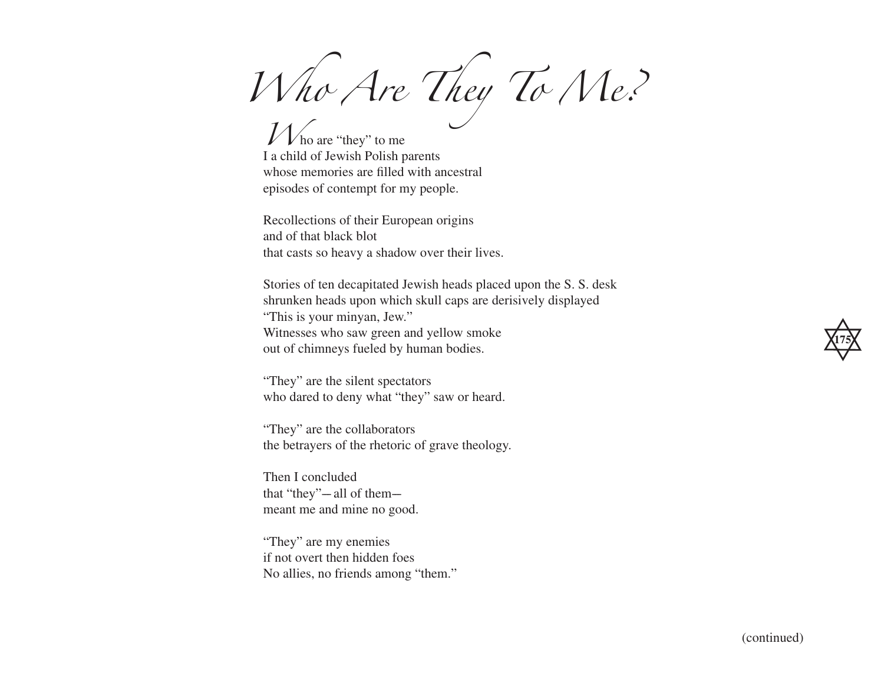# Who Are They To Me?

Who are "they" to me
I a child of Jewish Polish parents
whose memories are filled with ancestral
episodes of contempt for my people.

Recollections of their European origins
and of that black blot
that casts so heavy a shadow over their lives.

Stories of ten decapitated Jewish heads placed upon the S. S. desk
shrunken heads upon which skull caps are derisively displayed
"This is your minyan, Jew."
Witnesses who saw green and yellow smoke
out of chimneys fueled by human bodies.

"They" are the silent spectators
who dared to deny what "they" saw or heard.

"They" are the collaborators
the betrayers of the rhetoric of grave theology.

Then I concluded
that "they"—all of them—
meant me and mine no good.

"They" are my enemies
if not overt then hidden foes
No allies, no friends among "them."

(continued)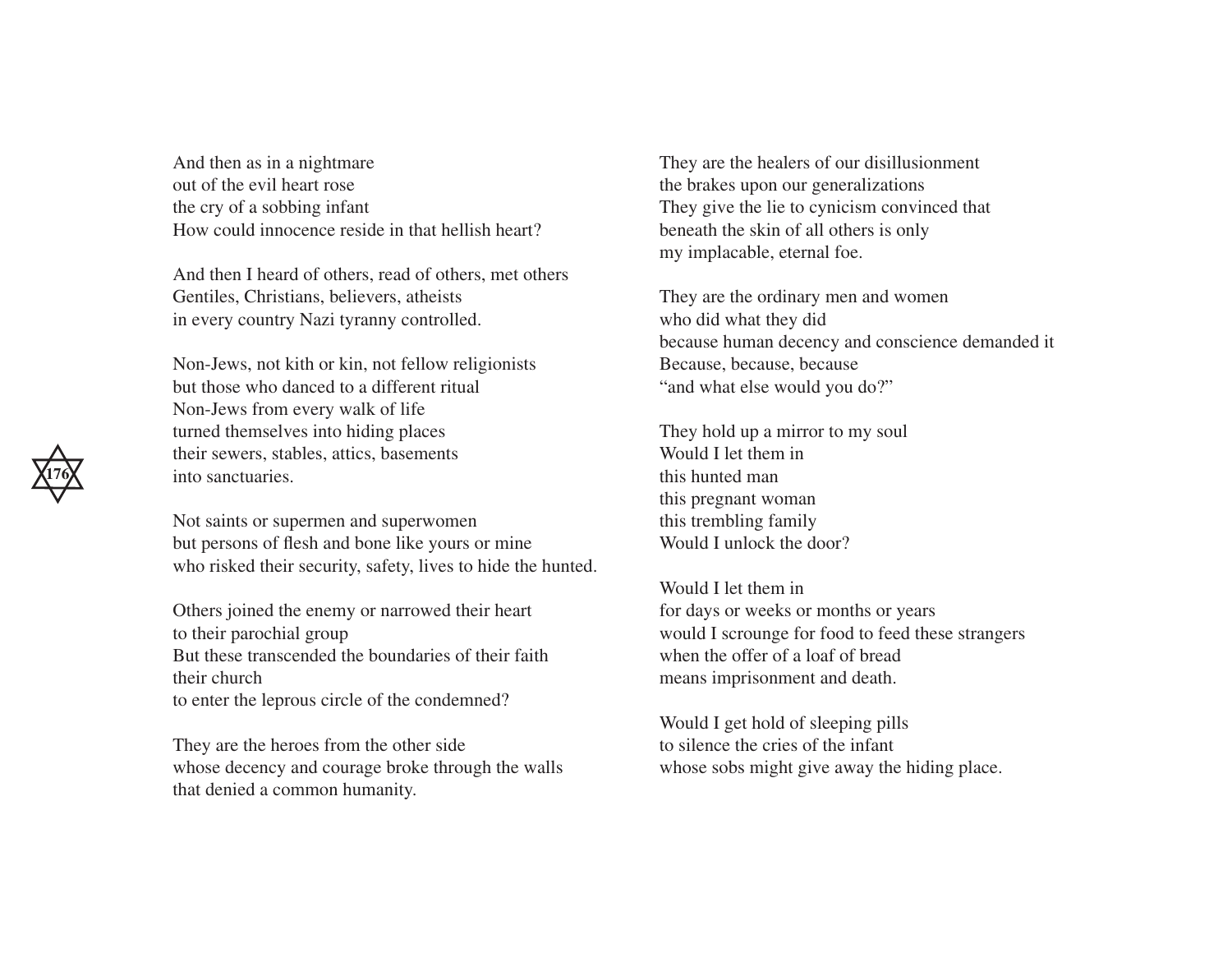And then as in a nightmare
out of the evil heart rose
the cry of a sobbing infant
How could innocence reside in that hellish heart?

And then I heard of others, read of others, met others
Gentiles, Christians, believers, atheists
in every country Nazi tyranny controlled.

Non-Jews, not kith or kin, not fellow religionists
but those who danced to a different ritual
Non-Jews from every walk of life
turned themselves into hiding places
their sewers, stables, attics, basements
into sanctuaries.

Not saints or supermen and superwomen
but persons of flesh and bone like yours or mine
who risked their security, safety, lives to hide the hunted.

Others joined the enemy or narrowed their heart
to their parochial group
But these transcended the boundaries of their faith
their church
to enter the leprous circle of the condemned?

They are the heroes from the other side
whose decency and courage broke through the walls
that denied a common humanity.

They are the healers of our disillusionment
the brakes upon our generalizations
They give the lie to cynicism convinced that
beneath the skin of all others is only
my implacable, eternal foe.

They are the ordinary men and women
who did what they did
because human decency and conscience demanded it
Because, because, because
"and what else would you do?"

They hold up a mirror to my soul
Would I let them in
this hunted man
this pregnant woman
this trembling family
Would I unlock the door?

Would I let them in
for days or weeks or months or years
would I scrounge for food to feed these strangers
when the offer of a loaf of bread
means imprisonment and death.

Would I get hold of sleeping pills
to silence the cries of the infant
whose sobs might give away the hiding place.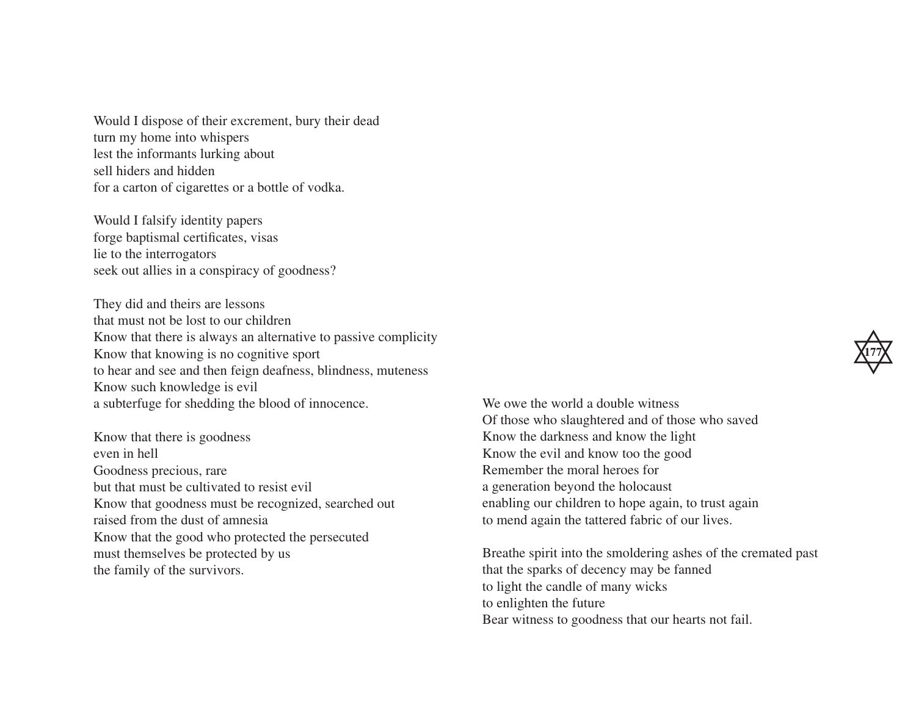Would I dispose of their excrement, bury their dead
turn my home into whispers
lest the informants lurking about
sell hiders and hidden
for a carton of cigarettes or a bottle of vodka.

Would I falsify identity papers
forge baptismal certificates, visas
lie to the interrogators
seek out allies in a conspiracy of goodness?

They did and theirs are lessons
that must not be lost to our children
Know that there is always an alternative to passive complicity
Know that knowing is no cognitive sport
to hear and see and then feign deafness, blindness, muteness
Know such knowledge is evil
a subterfuge for shedding the blood of innocence.

Know that there is goodness
even in hell
Goodness precious, rare
but that must be cultivated to resist evil
Know that goodness must be recognized, searched out
raised from the dust of amnesia
Know that the good who protected the persecuted
must themselves be protected by us
the family of the survivors.

We owe the world a double witness
Of those who slaughtered and of those who saved
Know the darkness and know the light
Know the evil and know too the good
Remember the moral heroes for
a generation beyond the holocaust
enabling our children to hope again, to trust again
to mend again the tattered fabric of our lives.

Breathe spirit into the smoldering ashes of the cremated past
that the sparks of decency may be fanned
to light the candle of many wicks
to enlighten the future
Bear witness to goodness that our hearts not fail.